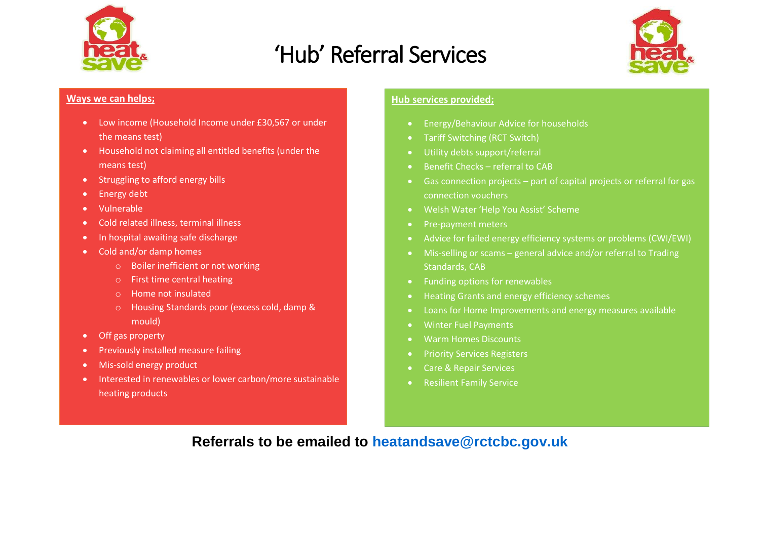# 'Hub' Referral Services

## Ways we can helps;

- Low income (Household Income under £30,567 or under the means test)
- Household not claiming all entitled benefits (under the means test)
- Struggling to afford energy bills
- Energy debt
- Vulnerable
- Cold related illness, terminal illness
- In hospital awaiting safe discharge
- Cold and/or damp homes
  - Boiler inefficient or not working
  - First time central heating
  - Home not insulated
  - Housing Standards poor (excess cold, damp & mould)
- Off gas property
- Previously installed measure failing
- Mis-sold energy product
- Interested in renewables or lower carbon/more sustainable heating products

## Hub services provided;

- Energy/Behaviour Advice for households
- Tariff Switching (RCT Switch)
- Utility debts support/referral
- Benefit Checks – referral to CAB
- Gas connection projects – part of capital projects or referral for gas connection vouchers
- Welsh Water 'Help You Assist' Scheme
- Pre-payment meters
- Advice for failed energy efficiency systems or problems (CWI/EWI)
- Mis-selling or scams – general advice and/or referral to Trading Standards, CAB
- Funding options for renewables
- Heating Grants and energy efficiency schemes
- Loans for Home Improvements and energy measures available
- Winter Fuel Payments
- Warm Homes Discounts
- Priority Services Registers
- Care & Repair Services
- Resilient Family Service

**Referrals to be emailed to heatandsave@rctcbc.gov.uk**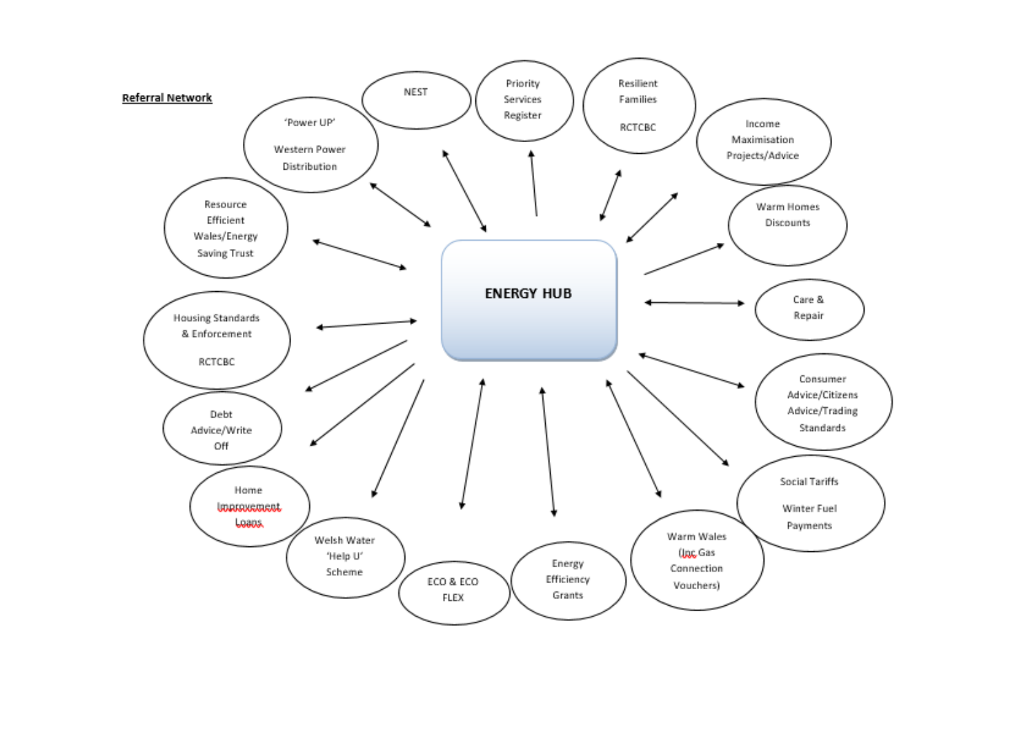**Referral Network**

ENERGY HUB

NEST

Priority Services Register

Resilient Families

RCTCBC

Income Maximisation Projects/Advice

Warm Homes Discounts

Care & Repair

Consumer Advice/Citizens Advice/Trading Standards

Social Tariffs

Winter Fuel Payments

Warm Wales (Inc Gas Connection Vouchers)

Energy Efficiency Grants

ECO & ECO FLEX

Welsh Water 'Help U' Scheme

Home Improvement Loans

Debt Advice/Write Off

Housing Standards & Enforcement

RCTCBC

Resource Efficient Wales/Energy Saving Trust

'Power UP'

Western Power Distribution